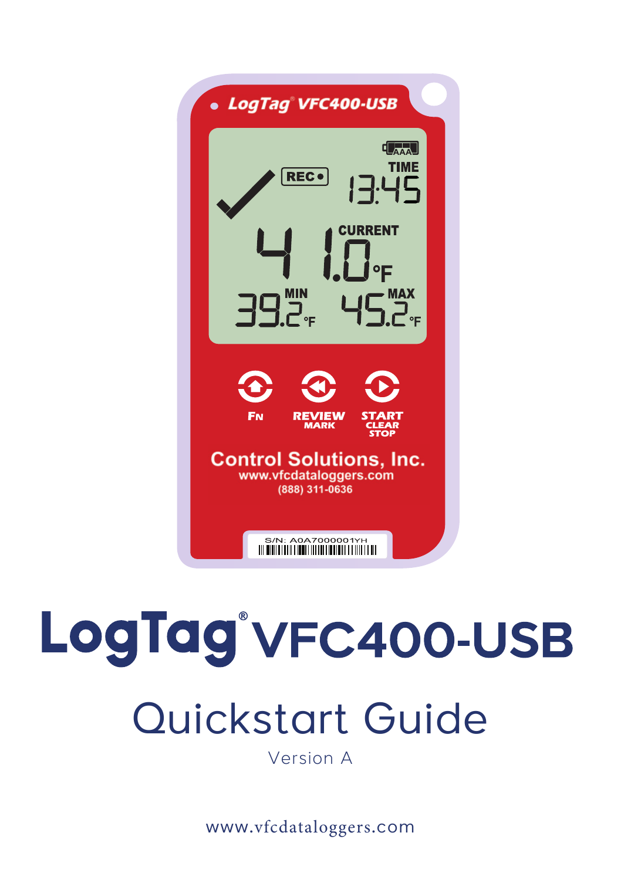# LogTag® VFC400-USB

## Quickstart Guide

Version A

www.vfcdataloggers.com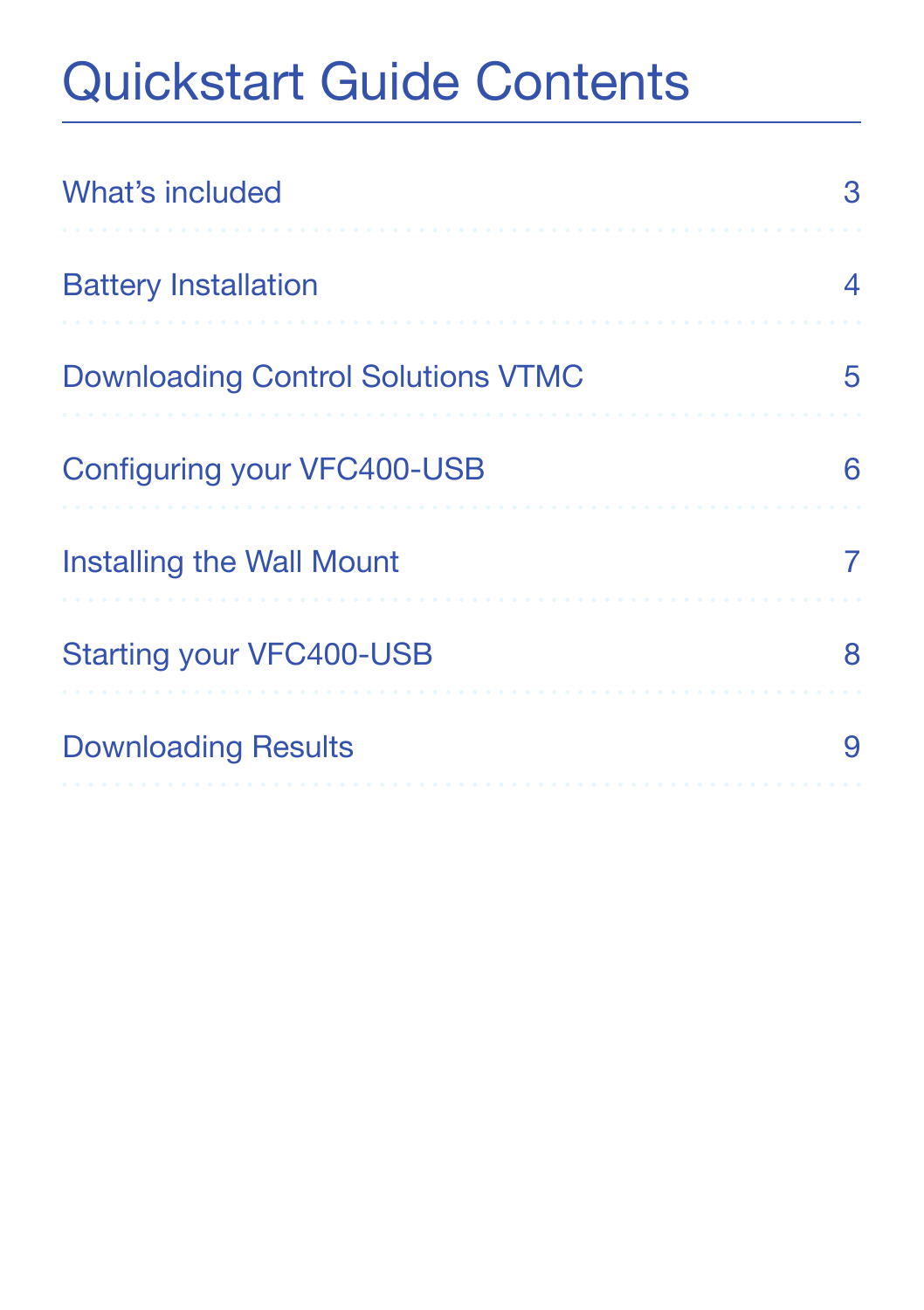# Quickstart Guide Contents

| | |
|---|---|
| What's included | 3 |
| Battery Installation | 4 |
| Downloading Control Solutions VTMC | 5 |
| Configuring your VFC400-USB | 6 |
| Installing the Wall Mount | 7 |
| Starting your VFC400-USB | 8 |
| Downloading Results | 9 |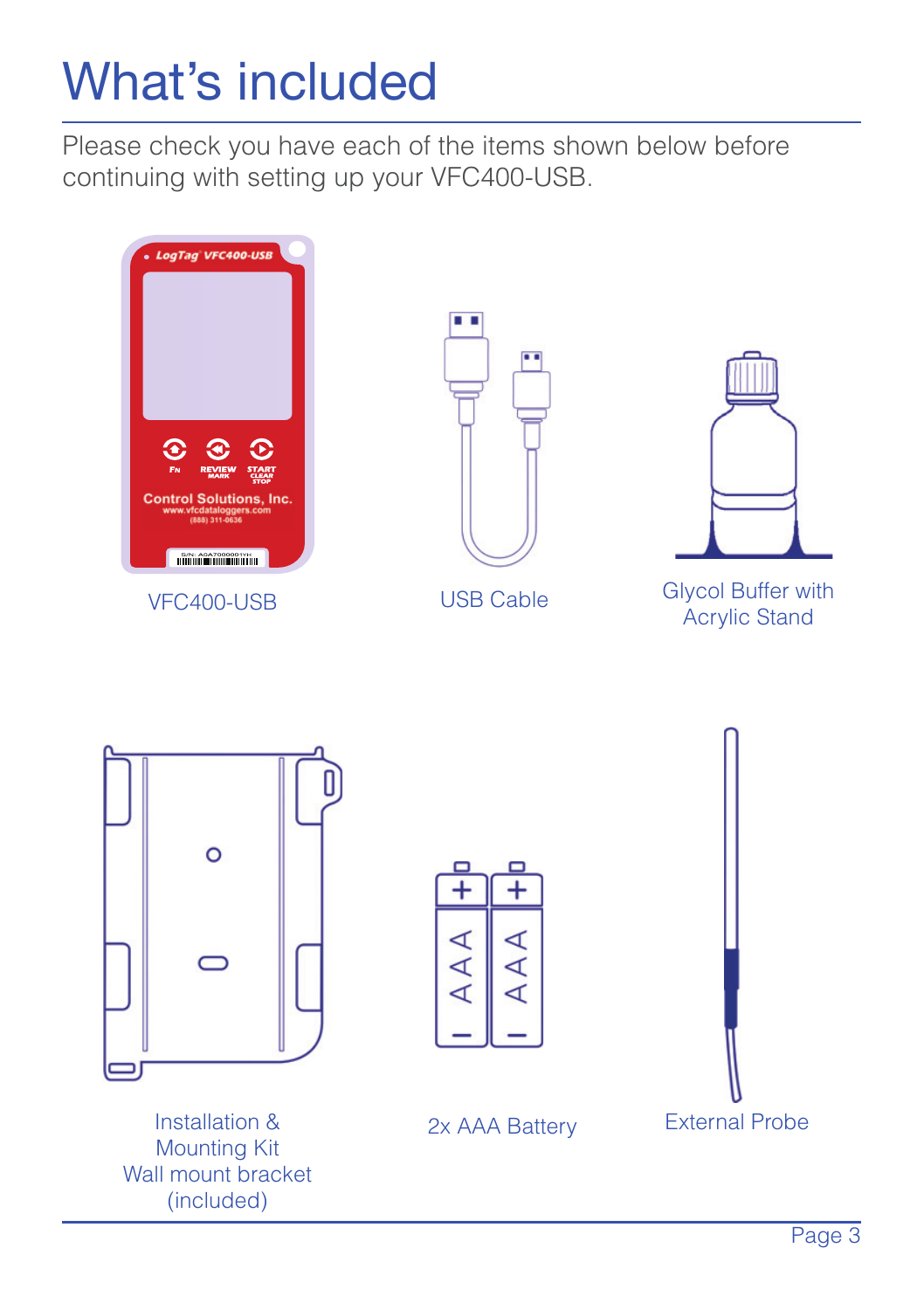# What's included

Please check you have each of the items shown below before continuing with setting up your VFC400-USB.

VFC400-USB

USB Cable

Glycol Buffer with Acrylic Stand

Installation & Mounting Kit
Wall mount bracket (included)

2x AAA Battery

External Probe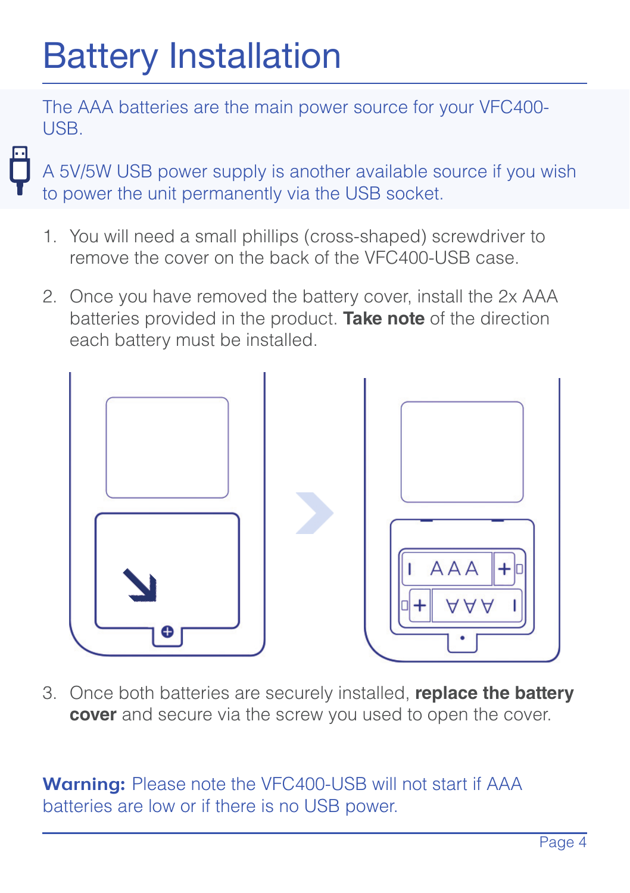# Battery Installation

The AAA batteries are the main power source for your VFC400-USB.

A 5V/5W USB power supply is another available source if you wish to power the unit permanently via the USB socket.

1. You will need a small phillips (cross-shaped) screwdriver to remove the cover on the back of the VFC400-USB case.
2. Once you have removed the battery cover, install the 2x AAA batteries provided in the product. **Take note** of the direction each battery must be installed.
3. Once both batteries are securely installed, **replace the battery cover** and secure via the screw you used to open the cover.

**Warning:** Please note the VFC400-USB will not start if AAA batteries are low or if there is no USB power.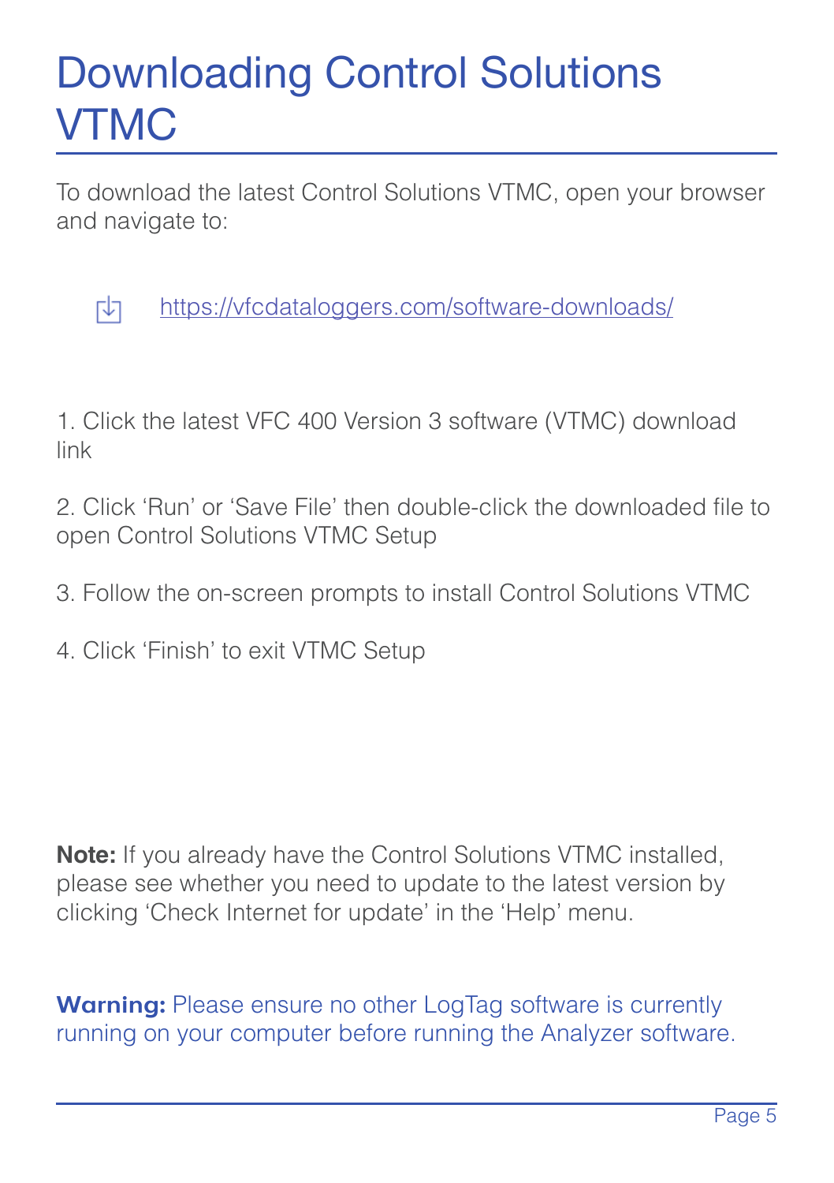# Downloading Control Solutions VTMC

To download the latest Control Solutions VTMC, open your browser and navigate to:

[https://vfcdataloggers.com/software-downloads/](https://vfcdataloggers.com/software-downloads/)

1. Click the latest VFC 400 Version 3 software (VTMC) download link

2. Click ‘Run’ or ‘Save File’ then double-click the downloaded file to open Control Solutions VTMC Setup

3. Follow the on-screen prompts to install Control Solutions VTMC

4. Click ‘Finish’ to exit VTMC Setup

**Note:** If you already have the Control Solutions VTMC installed, please see whether you need to update to the latest version by clicking ‘Check Internet for update’ in the ‘Help’ menu.

**Warning:** Please ensure no other LogTag software is currently running on your computer before running the Analyzer software.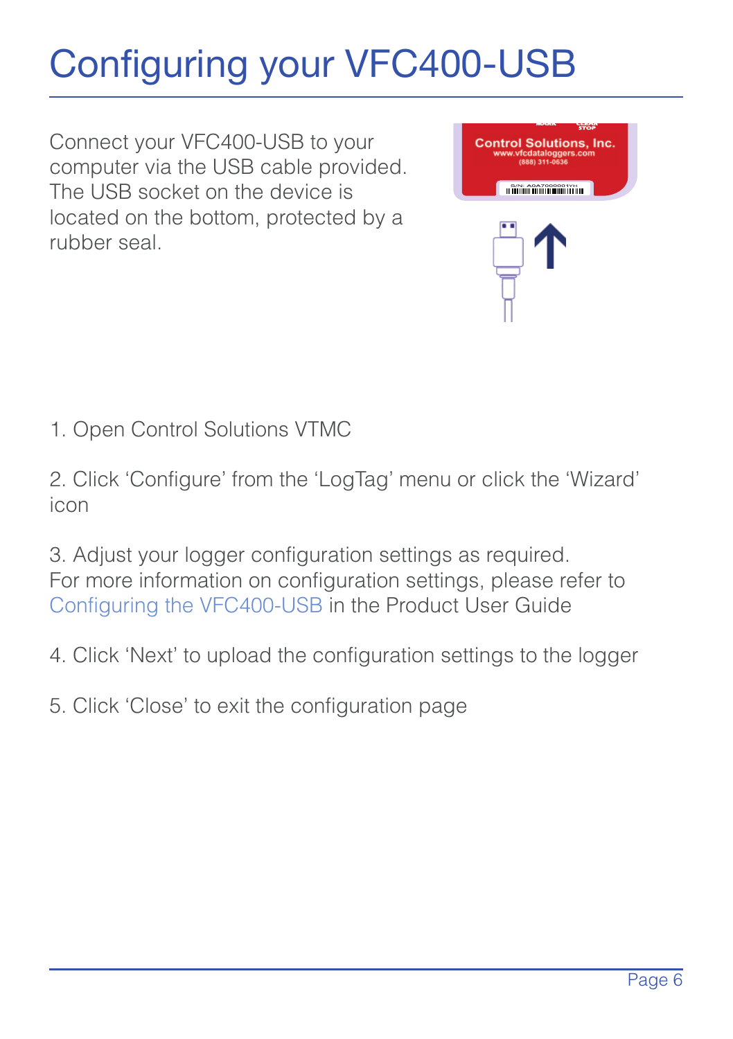# Configuring your VFC400-USB

Connect your VFC400-USB to your computer via the USB cable provided. The USB socket on the device is located on the bottom, protected by a rubber seal.

1. Open Control Solutions VTMC

2. Click 'Configure' from the 'LogTag' menu or click the 'Wizard' icon

3. Adjust your logger configuration settings as required. For more information on configuration settings, please refer to Configuring the VFC400-USB in the Product User Guide

4. Click 'Next' to upload the configuration settings to the logger

5. Click 'Close' to exit the configuration page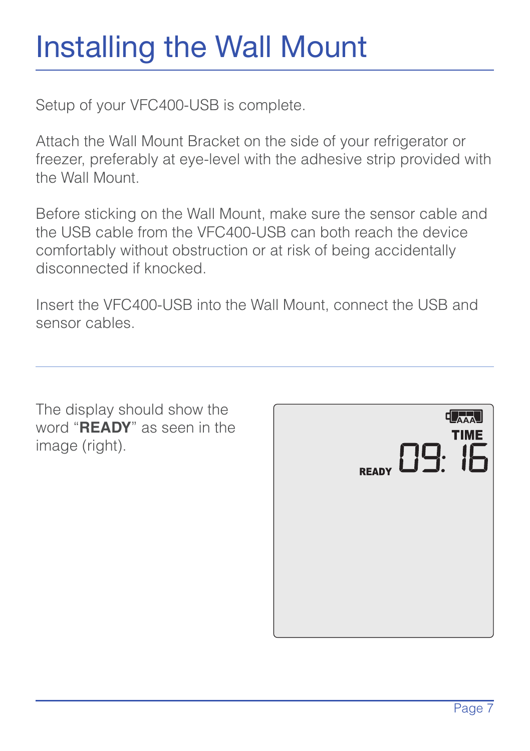# Installing the Wall Mount

Setup of your VFC400-USB is complete.

Attach the Wall Mount Bracket on the side of your refrigerator or freezer, preferably at eye-level with the adhesive strip provided with the Wall Mount.

Before sticking on the Wall Mount, make sure the sensor cable and the USB cable from the VFC400-USB can both reach the device comfortably without obstruction or at risk of being accidentally disconnected if knocked.

Insert the VFC400-USB into the Wall Mount, connect the USB and sensor cables.

---

The display should show the word “**READY**” as seen in the image (right).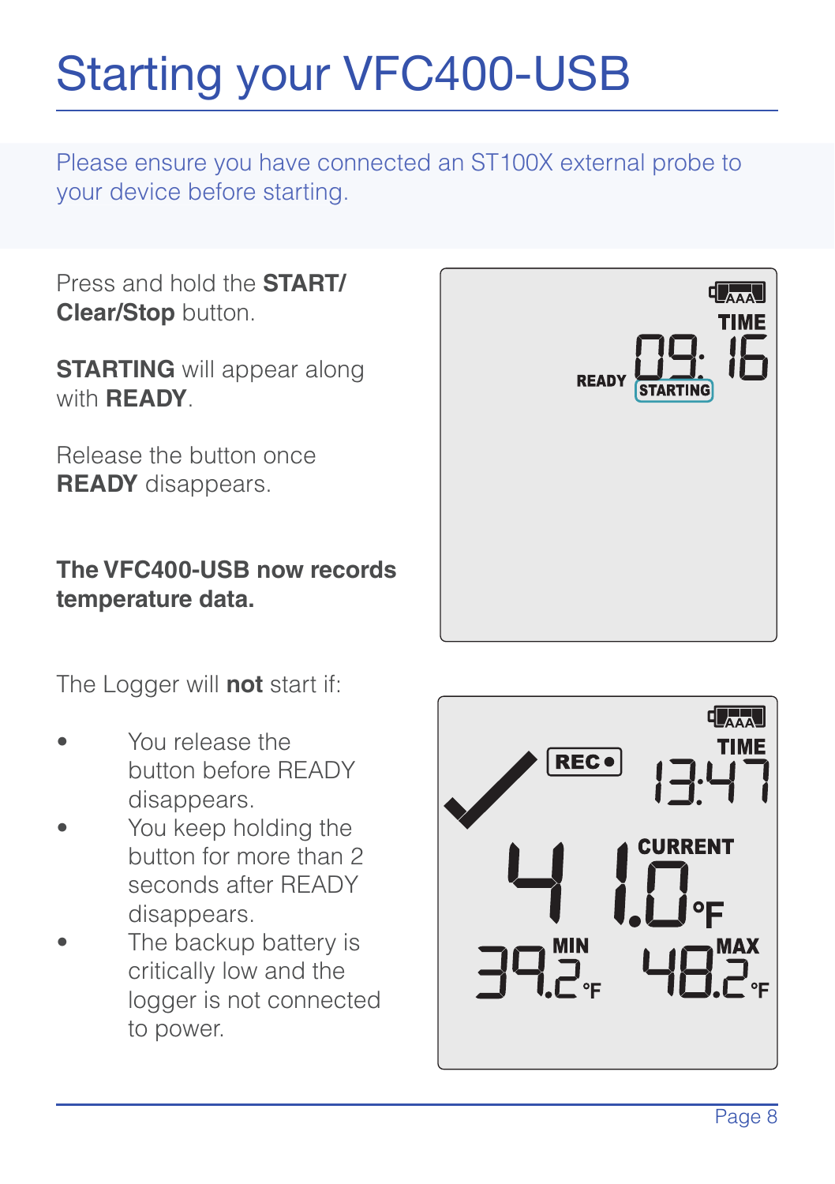# Starting your VFC400-USB

Please ensure you have connected an ST100X external probe to your device before starting.

Press and hold the **START/ Clear/Stop** button.

**STARTING** will appear along with **READY**.

Release the button once **READY** disappears.

**The VFC400-USB now records temperature data.**

The Logger will **not** start if:

- You release the button before READY disappears.
- You keep holding the button for more than 2 seconds after READY disappears.
- The backup battery is critically low and the logger is not connected to power.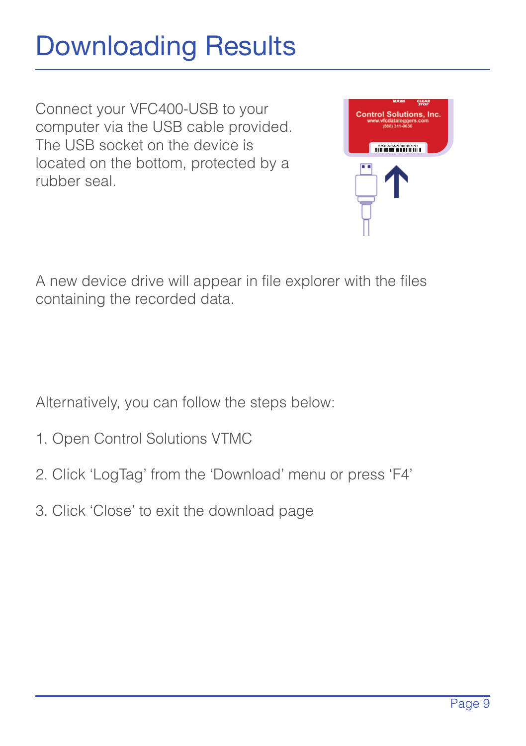# Downloading Results

Connect your VFC400-USB to your computer via the USB cable provided. The USB socket on the device is located on the bottom, protected by a rubber seal.

A new device drive will appear in file explorer with the files containing the recorded data.

Alternatively, you can follow the steps below:

1. Open Control Solutions VTMC
2. Click 'LogTag' from the 'Download' menu or press 'F4'
3. Click 'Close' to exit the download page